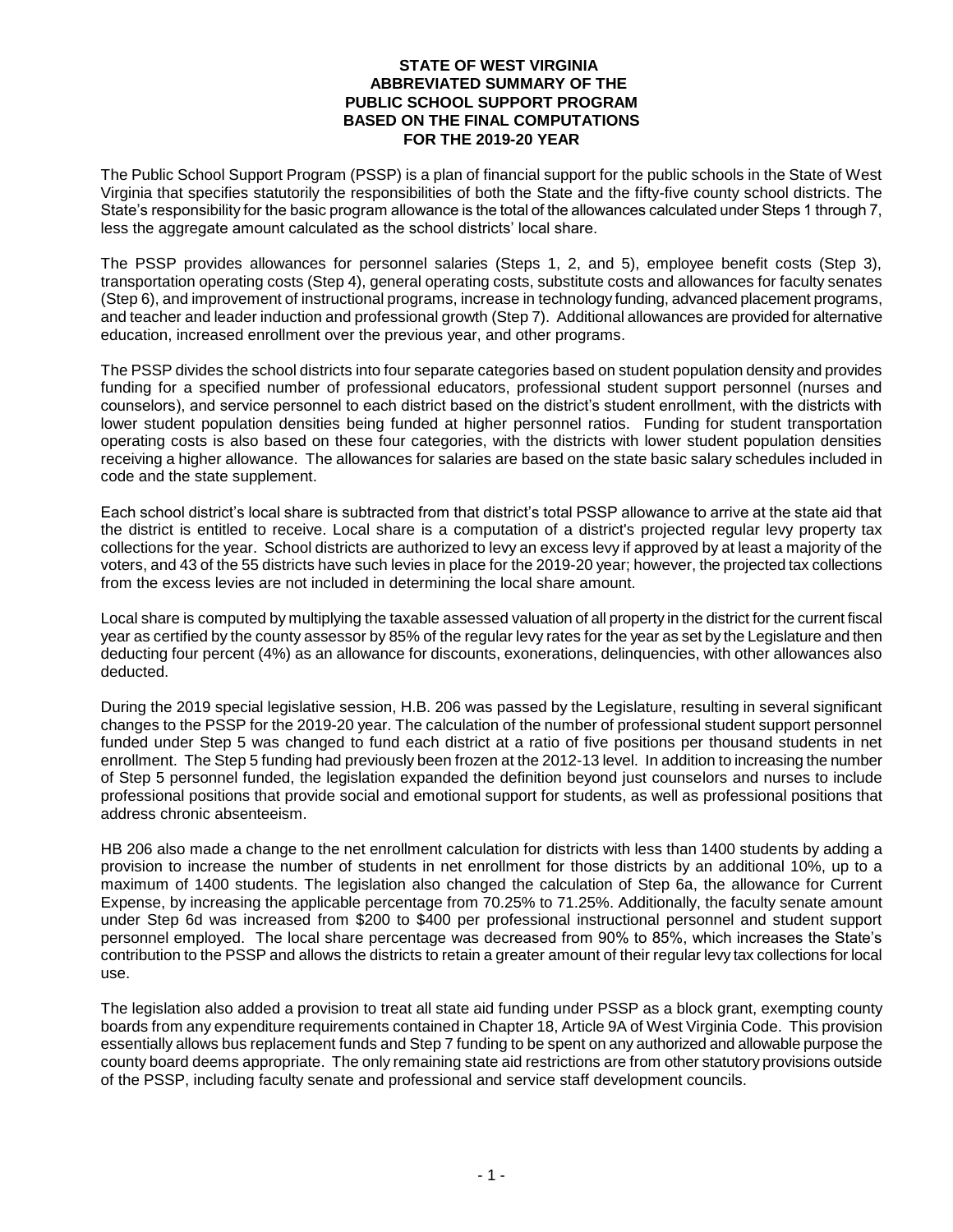# STATE OF WEST VIRGINIA ABBREVIATED SUMMARY OF THE PUBLIC SCHOOL SUPPORT PROGRAM BASED ON THE FINAL COMPUTATIONS FOR THE 2019-20 YEAR

The Public School Support Program (PSSP) is a plan of financial support for the public schools in the State of West Virginia that specifies statutorily the responsibilities of both the State and the fifty-five county school districts. The State's responsibility for the basic program allowance is the total of the allowances calculated under Steps 1 through 7, less the aggregate amount calculated as the school districts' local share.

The PSSP provides allowances for personnel salaries (Steps 1, 2, and 5), employee benefit costs (Step 3), transportation operating costs (Step 4), general operating costs, substitute costs and allowances for faculty senates (Step 6), and improvement of instructional programs, increase in technology funding, advanced placement programs, and teacher and leader induction and professional growth (Step 7). Additional allowances are provided for alternative education, increased enrollment over the previous year, and other programs.

The PSSP divides the school districts into four separate categories based on student population density and provides funding for a specified number of professional educators, professional student support personnel (nurses and counselors), and service personnel to each district based on the district's student enrollment, with the districts with lower student population densities being funded at higher personnel ratios. Funding for student transportation operating costs is also based on these four categories, with the districts with lower student population densities receiving a higher allowance. The allowances for salaries are based on the state basic salary schedules included in code and the state supplement.

Each school district's local share is subtracted from that district's total PSSP allowance to arrive at the state aid that the district is entitled to receive. Local share is a computation of a district's projected regular levy property tax collections for the year. School districts are authorized to levy an excess levy if approved by at least a majority of the voters, and 43 of the 55 districts have such levies in place for the 2019-20 year; however, the projected tax collections from the excess levies are not included in determining the local share amount.

Local share is computed by multiplying the taxable assessed valuation of all property in the district for the current fiscal year as certified by the county assessor by 85% of the regular levy rates for the year as set by the Legislature and then deducting four percent (4%) as an allowance for discounts, exonerations, delinquencies, with other allowances also deducted.

During the 2019 special legislative session, H.B. 206 was passed by the Legislature, resulting in several significant changes to the PSSP for the 2019-20 year. The calculation of the number of professional student support personnel funded under Step 5 was changed to fund each district at a ratio of five positions per thousand students in net enrollment. The Step 5 funding had previously been frozen at the 2012-13 level. In addition to increasing the number of Step 5 personnel funded, the legislation expanded the definition beyond just counselors and nurses to include professional positions that provide social and emotional support for students, as well as professional positions that address chronic absenteeism.

HB 206 also made a change to the net enrollment calculation for districts with less than 1400 students by adding a provision to increase the number of students in net enrollment for those districts by an additional 10%, up to a maximum of 1400 students. The legislation also changed the calculation of Step 6a, the allowance for Current Expense, by increasing the applicable percentage from 70.25% to 71.25%. Additionally, the faculty senate amount under Step 6d was increased from $200 to $400 per professional instructional personnel and student support personnel employed. The local share percentage was decreased from 90% to 85%, which increases the State's contribution to the PSSP and allows the districts to retain a greater amount of their regular levy tax collections for local use.

The legislation also added a provision to treat all state aid funding under PSSP as a block grant, exempting county boards from any expenditure requirements contained in Chapter 18, Article 9A of West Virginia Code. This provision essentially allows bus replacement funds and Step 7 funding to be spent on any authorized and allowable purpose the county board deems appropriate. The only remaining state aid restrictions are from other statutory provisions outside of the PSSP, including faculty senate and professional and service staff development councils.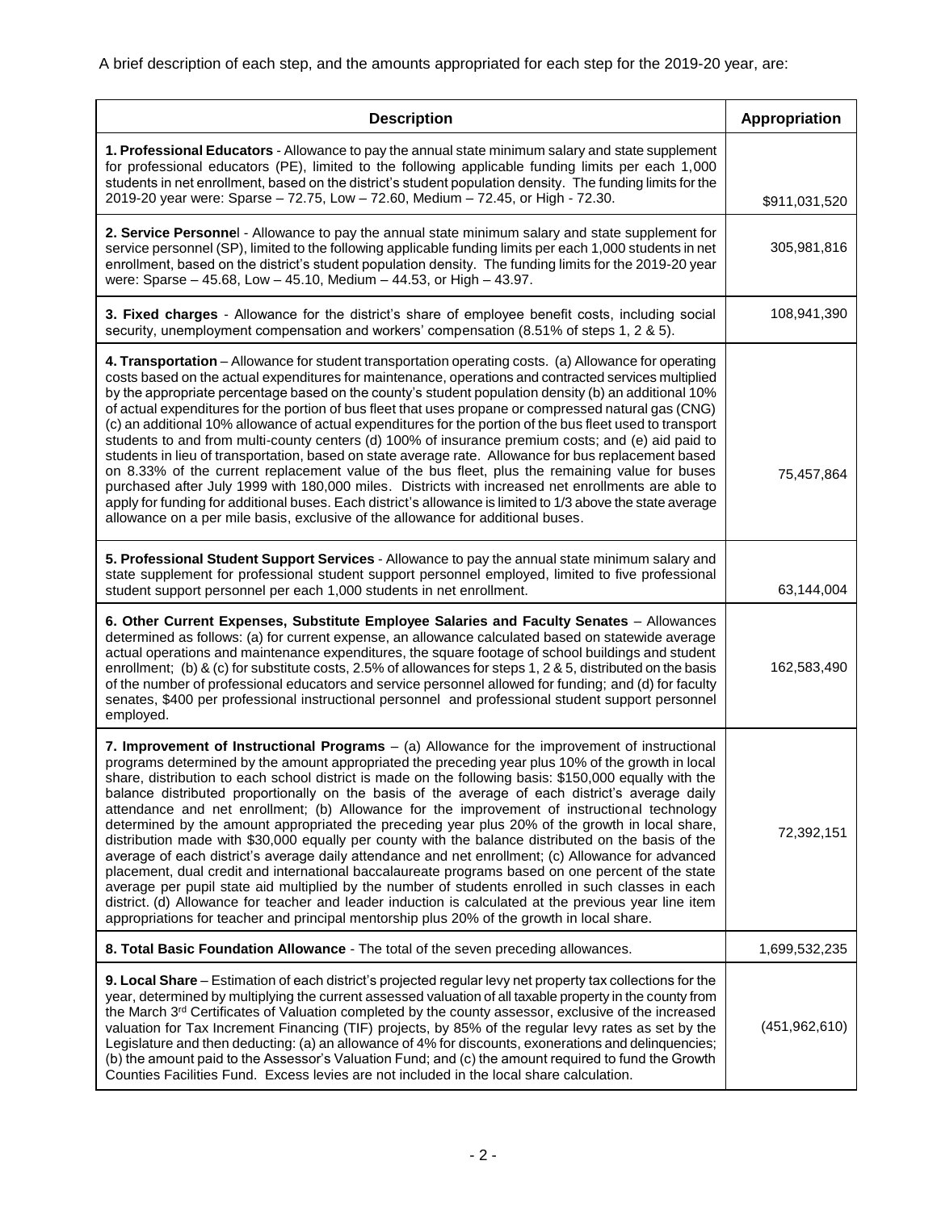A brief description of each step, and the amounts appropriated for each step for the 2019-20 year, are:

| Description | Appropriation |
|---|---|
| **1. Professional Educators** - Allowance to pay the annual state minimum salary and state supplement for professional educators (PE), limited to the following applicable funding limits per each 1,000 students in net enrollment, based on the district's student population density. The funding limits for the 2019-20 year were: Sparse – 72.75, Low – 72.60, Medium – 72.45, or High - 72.30. | $911,031,520 |
| **2. Service Personnel** - Allowance to pay the annual state minimum salary and state supplement for service personnel (SP), limited to the following applicable funding limits per each 1,000 students in net enrollment, based on the district's student population density. The funding limits for the 2019-20 year were: Sparse – 45.68, Low – 45.10, Medium – 44.53, or High – 43.97. | 305,981,816 |
| **3. Fixed charges** - Allowance for the district's share of employee benefit costs, including social security, unemployment compensation and workers' compensation (8.51% of steps 1, 2 & 5). | 108,941,390 |
| **4. Transportation** – Allowance for student transportation operating costs. (a) Allowance for operating costs based on the actual expenditures for maintenance, operations and contracted services multiplied by the appropriate percentage based on the county's student population density (b) an additional 10% of actual expenditures for the portion of bus fleet that uses propane or compressed natural gas (CNG) (c) an additional 10% allowance of actual expenditures for the portion of the bus fleet used to transport students to and from multi-county centers (d) 100% of insurance premium costs; and (e) aid paid to students in lieu of transportation, based on state average rate. Allowance for bus replacement based on 8.33% of the current replacement value of the bus fleet, plus the remaining value for buses purchased after July 1999 with 180,000 miles. Districts with increased net enrollments are able to apply for funding for additional buses. Each district's allowance is limited to 1/3 above the state average allowance on a per mile basis, exclusive of the allowance for additional buses. | 75,457,864 |
| **5. Professional Student Support Services** - Allowance to pay the annual state minimum salary and state supplement for professional student support personnel employed, limited to five professional student support personnel per each 1,000 students in net enrollment. | 63,144,004 |
| **6. Other Current Expenses, Substitute Employee Salaries and Faculty Senates** – Allowances determined as follows: (a) for current expense, an allowance calculated based on statewide average actual operations and maintenance expenditures, the square footage of school buildings and student enrollment; (b) & (c) for substitute costs, 2.5% of allowances for steps 1, 2 & 5, distributed on the basis of the number of professional educators and service personnel allowed for funding; and (d) for faculty senates, $400 per professional instructional personnel and professional student support personnel employed. | 162,583,490 |
| **7. Improvement of Instructional Programs** – (a) Allowance for the improvement of instructional programs determined by the amount appropriated the preceding year plus 10% of the growth in local share, distribution to each school district is made on the following basis: $150,000 equally with the balance distributed proportionally on the basis of the average of each district's average daily attendance and net enrollment; (b) Allowance for the improvement of instructional technology determined by the amount appropriated the preceding year plus 20% of the growth in local share, distribution made with $30,000 equally per county with the balance distributed on the basis of the average of each district's average daily attendance and net enrollment; (c) Allowance for advanced placement, dual credit and international baccalaureate programs based on one percent of the state average per pupil state aid multiplied by the number of students enrolled in such classes in each district. (d) Allowance for teacher and leader induction is calculated at the previous year line item appropriations for teacher and principal mentorship plus 20% of the growth in local share. | 72,392,151 |
| **8. Total Basic Foundation Allowance** - The total of the seven preceding allowances. | 1,699,532,235 |
| **9. Local Share** – Estimation of each district's projected regular levy net property tax collections for the year, determined by multiplying the current assessed valuation of all taxable property in the county from the March 3rd Certificates of Valuation completed by the county assessor, exclusive of the increased valuation for Tax Increment Financing (TIF) projects, by 85% of the regular levy rates as set by the Legislature and then deducting: (a) an allowance of 4% for discounts, exonerations and delinquencies; (b) the amount paid to the Assessor's Valuation Fund; and (c) the amount required to fund the Growth Counties Facilities Fund. Excess levies are not included in the local share calculation. | (451,962,610) |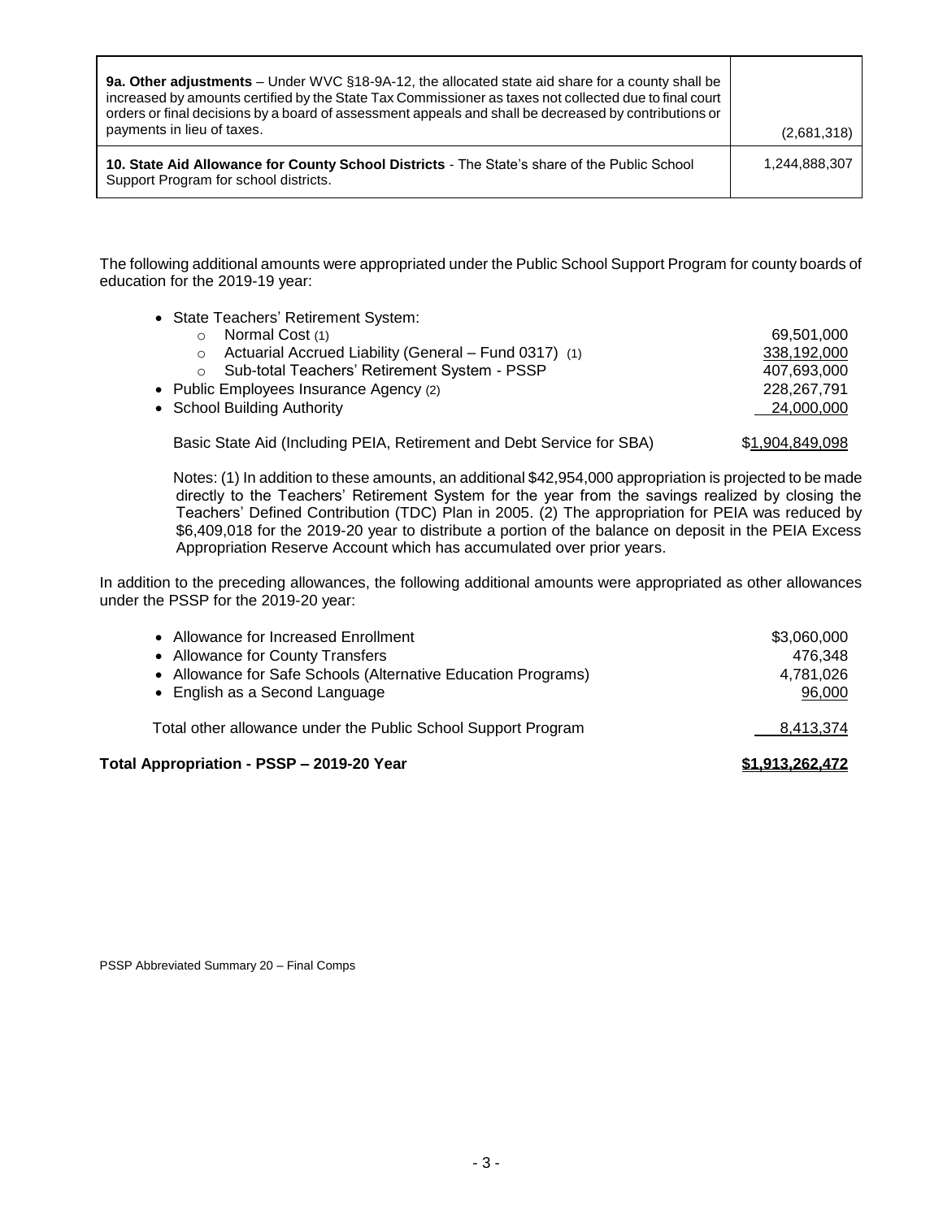| | |
|---|---|
| **9a. Other adjustments** – Under WVC §18-9A-12, the allocated state aid share for a county shall be increased by amounts certified by the State Tax Commissioner as taxes not collected due to final court orders or final decisions by a board of assessment appeals and shall be decreased by contributions or payments in lieu of taxes. | (2,681,318) |
| **10. State Aid Allowance for County School Districts** - The State's share of the Public School Support Program for school districts. | 1,244,888,307 |

The following additional amounts were appropriated under the Public School Support Program for county boards of education for the 2019-19 year:

| | |
|---|---|
| • State Teachers' Retirement System: | |
| ○ Normal Cost (1) | 69,501,000 |
| ○ Actuarial Accrued Liability (General – Fund 0317) (1) | 338,192,000 |
| ○ Sub-total Teachers' Retirement System - PSSP | 407,693,000 |
| • Public Employees Insurance Agency (2) | 228,267,791 |
| • School Building Authority | 24,000,000 |
| Basic State Aid (Including PEIA, Retirement and Debt Service for SBA) | $1,904,849,098 |

Notes: (1) In addition to these amounts, an additional $42,954,000 appropriation is projected to be made directly to the Teachers' Retirement System for the year from the savings realized by closing the Teachers' Defined Contribution (TDC) Plan in 2005. (2) The appropriation for PEIA was reduced by $6,409,018 for the 2019-20 year to distribute a portion of the balance on deposit in the PEIA Excess Appropriation Reserve Account which has accumulated over prior years.

In addition to the preceding allowances, the following additional amounts were appropriated as other allowances under the PSSP for the 2019-20 year:

| | |
|---|---|
| • Allowance for Increased Enrollment | $3,060,000 |
| • Allowance for County Transfers | 476,348 |
| • Allowance for Safe Schools (Alternative Education Programs) | 4,781,026 |
| • English as a Second Language | 96,000 |
| Total other allowance under the Public School Support Program | 8,413,374 |
| **Total Appropriation - PSSP – 2019-20 Year** | **$1,913,262,472** |

PSSP Abbreviated Summary 20 – Final Comps